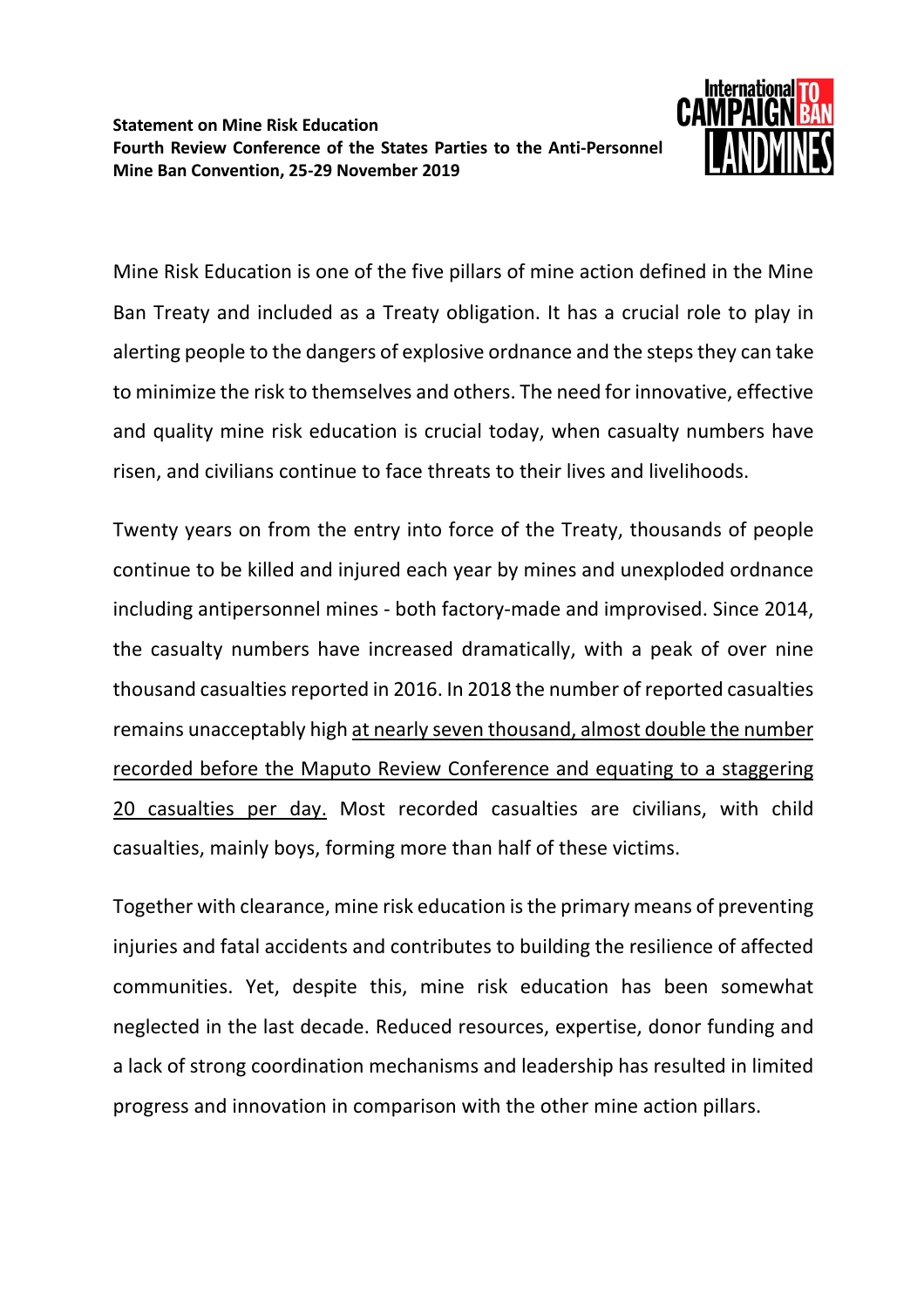**Statement on Mine Risk Education**
**Fourth Review Conference of the States Parties to the Anti-Personnel Mine Ban Convention, 25-29 November 2019**

Mine Risk Education is one of the five pillars of mine action defined in the Mine Ban Treaty and included as a Treaty obligation. It has a crucial role to play in alerting people to the dangers of explosive ordnance and the steps they can take to minimize the risk to themselves and others. The need for innovative, effective and quality mine risk education is crucial today, when casualty numbers have risen, and civilians continue to face threats to their lives and livelihoods.

Twenty years on from the entry into force of the Treaty, thousands of people continue to be killed and injured each year by mines and unexploded ordnance including antipersonnel mines - both factory-made and improvised. Since 2014, the casualty numbers have increased dramatically, with a peak of over nine thousand casualties reported in 2016. In 2018 the number of reported casualties remains unacceptably high <u>at nearly seven thousand, almost double the number recorded before the Maputo Review Conference and equating to a staggering 20 casualties per day.</u> Most recorded casualties are civilians, with child casualties, mainly boys, forming more than half of these victims.

Together with clearance, mine risk education is the primary means of preventing injuries and fatal accidents and contributes to building the resilience of affected communities. Yet, despite this, mine risk education has been somewhat neglected in the last decade. Reduced resources, expertise, donor funding and a lack of strong coordination mechanisms and leadership has resulted in limited progress and innovation in comparison with the other mine action pillars.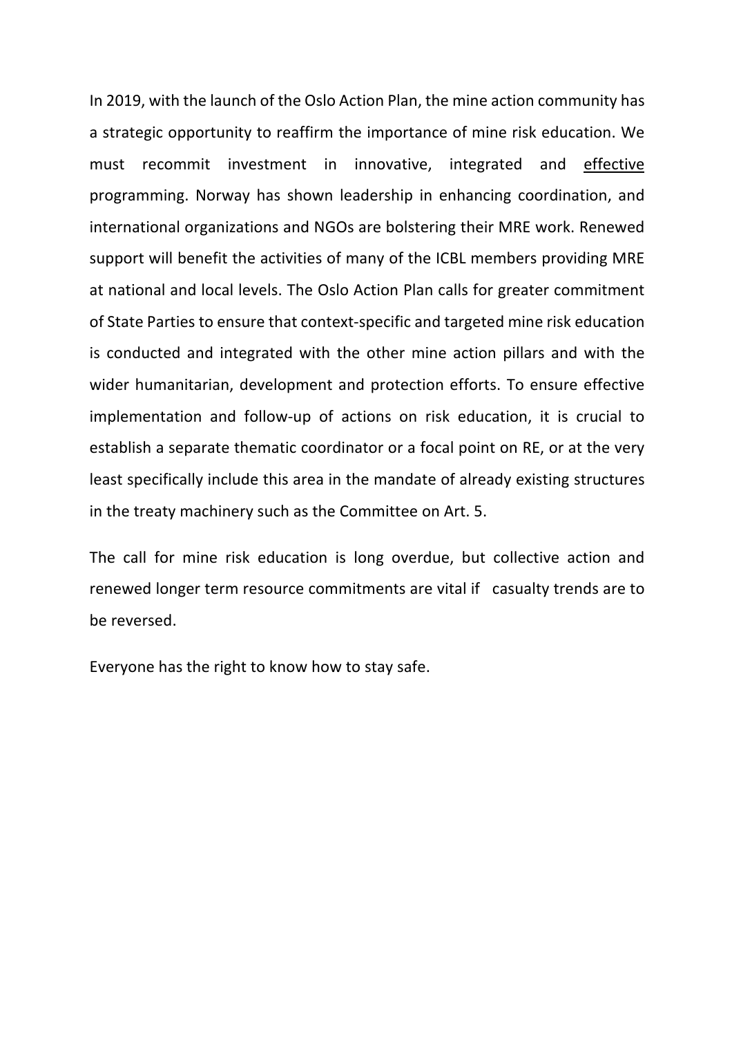In 2019, with the launch of the Oslo Action Plan, the mine action community has a strategic opportunity to reaffirm the importance of mine risk education. We must recommit investment in innovative, integrated and <u>effective</u> programming. Norway has shown leadership in enhancing coordination, and international organizations and NGOs are bolstering their MRE work. Renewed support will benefit the activities of many of the ICBL members providing MRE at national and local levels. The Oslo Action Plan calls for greater commitment of State Parties to ensure that context-specific and targeted mine risk education is conducted and integrated with the other mine action pillars and with the wider humanitarian, development and protection efforts. To ensure effective implementation and follow-up of actions on risk education, it is crucial to establish a separate thematic coordinator or a focal point on RE, or at the very least specifically include this area in the mandate of already existing structures in the treaty machinery such as the Committee on Art. 5.

The call for mine risk education is long overdue, but collective action and renewed longer term resource commitments are vital if casualty trends are to be reversed.

Everyone has the right to know how to stay safe.